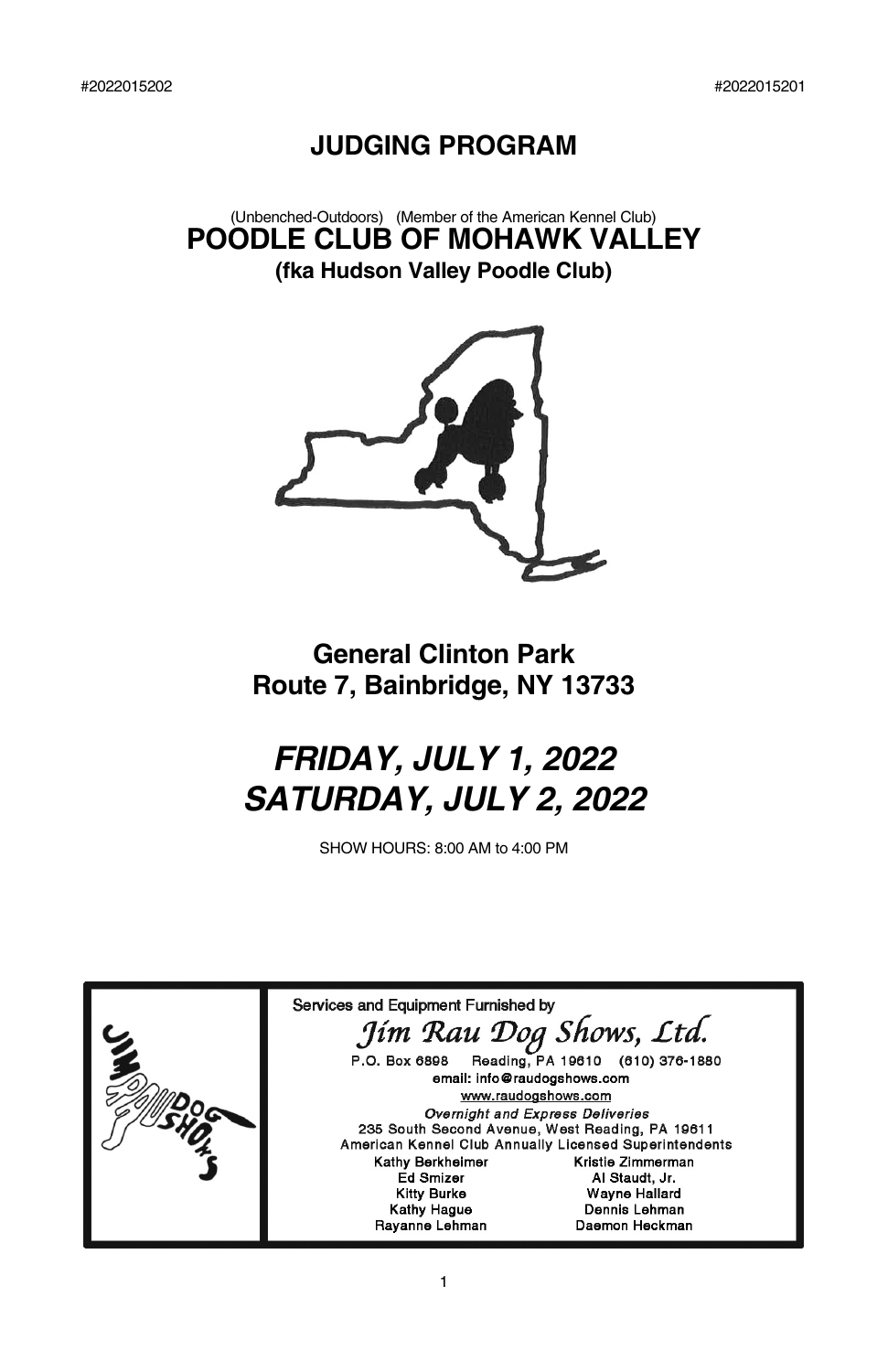#2022015202 #2022015201

# JUDGING PROGRAM

(Unbenched-Outdoors) (Member of the American Kennel Club)

## POODLE CLUB OF MOHAWK VALLEY

**(fka Hudson Valley Poodle Club)**

## General Clinton Park
## Route 7, Bainbridge, NY 13733

# *FRIDAY, JULY 1, 2022*
# *SATURDAY, JULY 2, 2022*

SHOW HOURS: 8:00 AM to 4:00 PM

Services and Equipment Furnished by

*Jim Rau Dog Shows, Ltd.*

P.O. Box 6898 Reading, PA 19610 (610) 376-1880

email: info@raudogshows.com

www.raudogshows.com

*Overnight and Express Deliveries*

235 South Second Avenue, West Reading, PA 19611

American Kennel Club Annually Licensed Superintendents

| | |
|---|---|
| Kathy Berkheimer | Kristie Zimmerman |
| Ed Smizer | Al Staudt, Jr. |
| Kitty Burke | Wayne Hallard |
| Kathy Hague | Dennis Lehman |
| Rayanne Lehman | Daemon Heckman |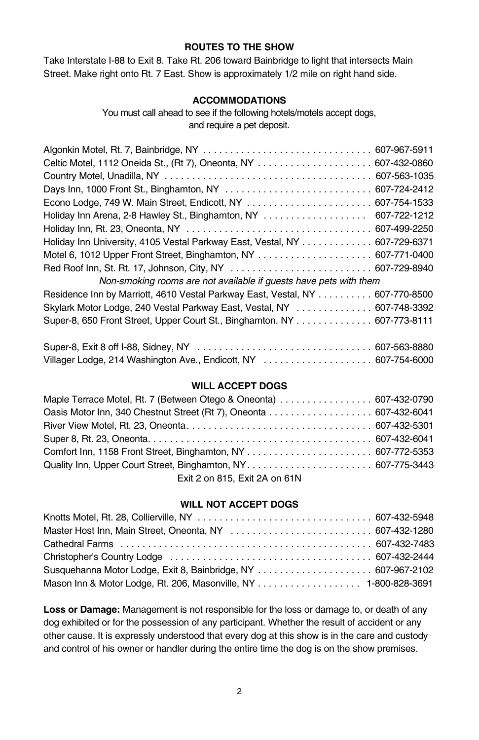### ROUTES TO THE SHOW

Take Interstate I-88 to Exit 8. Take Rt. 206 toward Bainbridge to light that intersects Main Street. Make right onto Rt. 7 East. Show is approximately 1/2 mile on right hand side.

### ACCOMMODATIONS

You must call ahead to see if the following hotels/motels accept dogs, and require a pet deposit.

Algonkin Motel, Rt. 7, Bainbridge, NY . . . . . . . . . . 607-967-5911
Celtic Motel, 1112 Oneida St., (Rt 7), Oneonta, NY . . . . . . . . . . 607-432-0860
Country Motel, Unadilla, NY . . . . . . . . . . 607-563-1035
Days Inn, 1000 Front St., Binghamton, NY . . . . . . . . . . 607-724-2412
Econo Lodge, 749 W. Main Street, Endicott, NY . . . . . . . . . . 607-754-1533
Holiday Inn Arena, 2-8 Hawley St., Binghamton, NY . . . . . . . . . . 607-722-1212
Holiday Inn, Rt. 23, Oneonta, NY . . . . . . . . . . 607-499-2250
Holiday Inn University, 4105 Vestal Parkway East, Vestal, NY . . . . . . . . . . 607-729-6371
Motel 6, 1012 Upper Front Street, Binghamton, NY . . . . . . . . . . 607-771-0400
Red Roof Inn, St. Rt. 17, Johnson, City, NY . . . . . . . . . . 607-729-8940

*Non-smoking rooms are not available if guests have pets with them*

Residence Inn by Marriott, 4610 Vestal Parkway East, Vestal, NY . . . . . . . . . . 607-770-8500
Skylark Motor Lodge, 240 Vestal Parkway East, Vestal, NY . . . . . . . . . . 607-748-3392
Super-8, 650 Front Street, Upper Court St., Binghamton. NY . . . . . . . . . . 607-773-8111

Super-8, Exit 8 off I-88, Sidney, NY . . . . . . . . . . 607-563-8880
Villager Lodge, 214 Washington Ave., Endicott, NY . . . . . . . . . . 607-754-6000

### WILL ACCEPT DOGS

Maple Terrace Motel, Rt. 7 (Between Otego & Oneonta) . . . . . . . . . . 607-432-0790
Oasis Motor Inn, 340 Chestnut Street (Rt 7), Oneonta . . . . . . . . . . 607-432-6041
River View Motel, Rt. 23, Oneonta. . . . . . . . . . 607-432-5301
Super 8, Rt. 23, Oneonta. . . . . . . . . . 607-432-6041
Comfort Inn, 1158 Front Street, Binghamton, NY . . . . . . . . . . 607-772-5353
Quality Inn, Upper Court Street, Binghamton, NY. . . . . . . . . . 607-775-3443

Exit 2 on 815, Exit 2A on 61N

### WILL NOT ACCEPT DOGS

Knotts Motel, Rt. 28, Collierville, NY . . . . . . . . . . 607-432-5948
Master Host Inn, Main Street, Oneonta, NY . . . . . . . . . . 607-432-1280
Cathedral Farms . . . . . . . . . . 607-432-7483
Christopher's Country Lodge . . . . . . . . . . 607-432-2444
Susquehanna Motor Lodge, Exit 8, Bainbridge, NY . . . . . . . . . . 607-967-2102
Mason Inn & Motor Lodge, Rt. 206, Masonville, NY . . . . . . . . . . 1-800-828-3691

**Loss or Damage:** Management is not responsible for the loss or damage to, or death of any dog exhibited or for the possession of any participant. Whether the result of accident or any other cause. It is expressly understood that every dog at this show is in the care and custody and control of his owner or handler during the entire time the dog is on the show premises.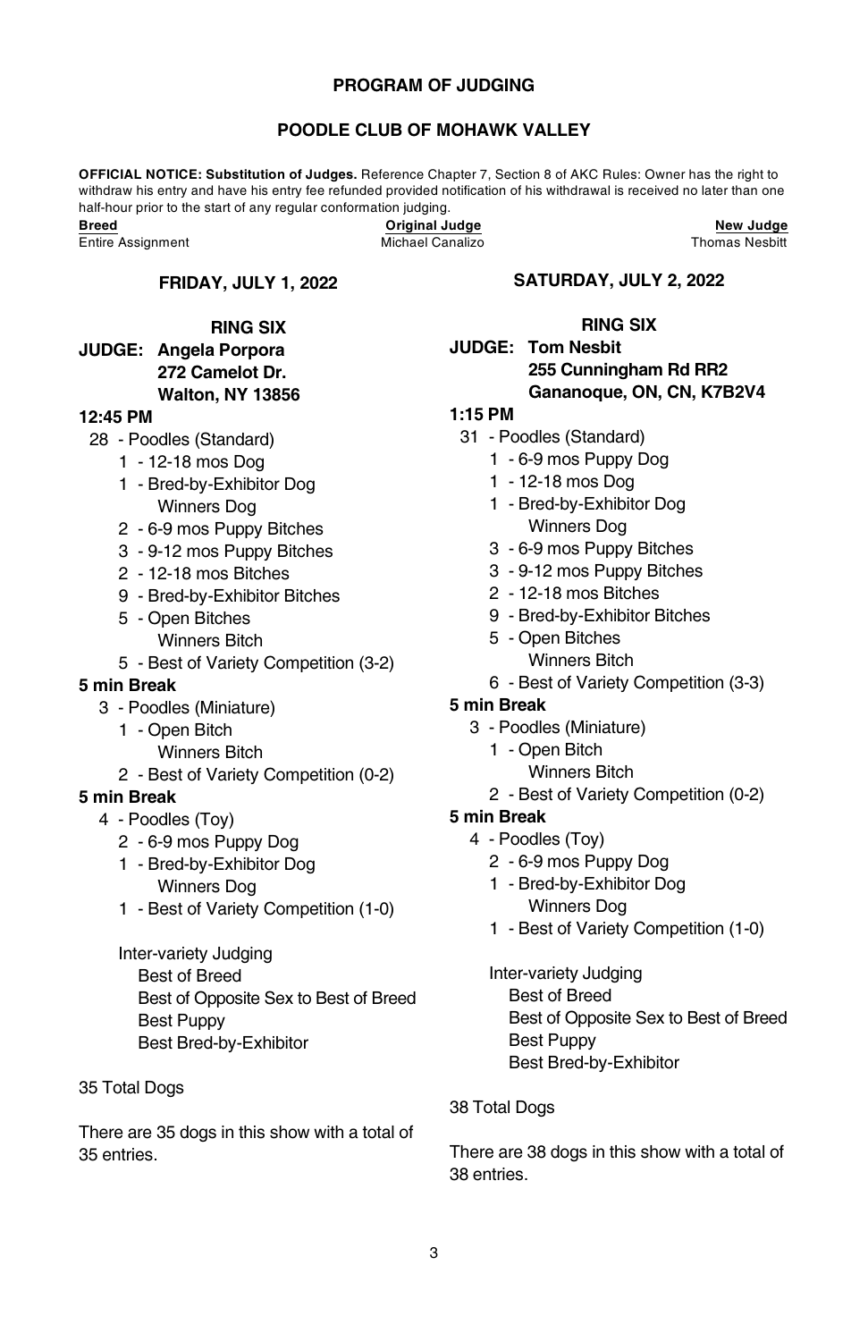# PROGRAM OF JUDGING

## POODLE CLUB OF MOHAWK VALLEY

**OFFICIAL NOTICE: Substitution of Judges.** Reference Chapter 7, Section 8 of AKC Rules: Owner has the right to withdraw his entry and have his entry fee refunded provided notification of his withdrawal is received no later than one half-hour prior to the start of any regular conformation judging.

| Breed | Original Judge | New Judge |
|---|---|---|
| Entire Assignment | Michael Canalizo | Thomas Nesbitt |

### FRIDAY, JULY 1, 2022

**RING SIX**

**JUDGE: Angela Porpora**
**272 Camelot Dr.**
**Walton, NY 13856**

**12:45 PM**

28 - Poodles (Standard)
- 1 - 12-18 mos Dog
- 1 - Bred-by-Exhibitor Dog
  - Winners Dog
- 2 - 6-9 mos Puppy Bitches
- 3 - 9-12 mos Puppy Bitches
- 2 - 12-18 mos Bitches
- 9 - Bred-by-Exhibitor Bitches
- 5 - Open Bitches
  - Winners Bitch
- 5 - Best of Variety Competition (3-2)

**5 min Break**

3 - Poodles (Miniature)
- 1 - Open Bitch
  - Winners Bitch
- 2 - Best of Variety Competition (0-2)

**5 min Break**

4 - Poodles (Toy)
- 2 - 6-9 mos Puppy Dog
- 1 - Bred-by-Exhibitor Dog
  - Winners Dog
- 1 - Best of Variety Competition (1-0)

Inter-variety Judging
- Best of Breed
- Best of Opposite Sex to Best of Breed
- Best Puppy
- Best Bred-by-Exhibitor

35 Total Dogs

There are 35 dogs in this show with a total of 35 entries.

### SATURDAY, JULY 2, 2022

**RING SIX**

**JUDGE: Tom Nesbit**
**255 Cunningham Rd RR2**
**Gananoque, ON, CN, K7B2V4**

**1:15 PM**

31 - Poodles (Standard)
- 1 - 6-9 mos Puppy Dog
- 1 - 12-18 mos Dog
- 1 - Bred-by-Exhibitor Dog
  - Winners Dog
- 3 - 6-9 mos Puppy Bitches
- 3 - 9-12 mos Puppy Bitches
- 2 - 12-18 mos Bitches
- 9 - Bred-by-Exhibitor Bitches
- 5 - Open Bitches
  - Winners Bitch
- 6 - Best of Variety Competition (3-3)

**5 min Break**

3 - Poodles (Miniature)
- 1 - Open Bitch
  - Winners Bitch
- 2 - Best of Variety Competition (0-2)

**5 min Break**

4 - Poodles (Toy)
- 2 - 6-9 mos Puppy Dog
- 1 - Bred-by-Exhibitor Dog
  - Winners Dog
- 1 - Best of Variety Competition (1-0)

Inter-variety Judging
- Best of Breed
- Best of Opposite Sex to Best of Breed
- Best Puppy
- Best Bred-by-Exhibitor

38 Total Dogs

There are 38 dogs in this show with a total of 38 entries.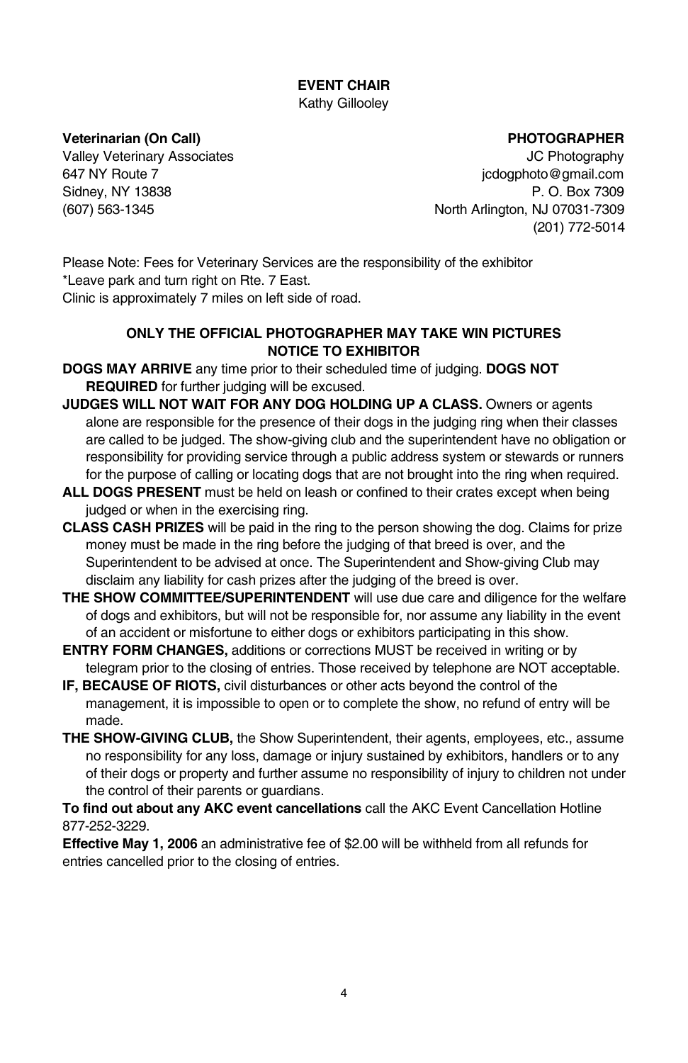**EVENT CHAIR**
Kathy Gillooley

**Veterinarian (On Call)**
Valley Veterinary Associates
647 NY Route 7
Sidney, NY 13838
(607) 563-1345

**PHOTOGRAPHER**
JC Photography
jcdogphoto@gmail.com
P. O. Box 7309
North Arlington, NJ 07031-7309
(201) 772-5014

Please Note: Fees for Veterinary Services are the responsibility of the exhibitor
*Leave park and turn right on Rte. 7 East.
Clinic is approximately 7 miles on left side of road.

**ONLY THE OFFICIAL PHOTOGRAPHER MAY TAKE WIN PICTURES**
**NOTICE TO EXHIBITOR**

**DOGS MAY ARRIVE** any time prior to their scheduled time of judging. **DOGS NOT REQUIRED** for further judging will be excused.

**JUDGES WILL NOT WAIT FOR ANY DOG HOLDING UP A CLASS.** Owners or agents alone are responsible for the presence of their dogs in the judging ring when their classes are called to be judged. The show-giving club and the superintendent have no obligation or responsibility for providing service through a public address system or stewards or runners for the purpose of calling or locating dogs that are not brought into the ring when required.

**ALL DOGS PRESENT** must be held on leash or confined to their crates except when being judged or when in the exercising ring.

**CLASS CASH PRIZES** will be paid in the ring to the person showing the dog. Claims for prize money must be made in the ring before the judging of that breed is over, and the Superintendent to be advised at once. The Superintendent and Show-giving Club may disclaim any liability for cash prizes after the judging of the breed is over.

**THE SHOW COMMITTEE/SUPERINTENDENT** will use due care and diligence for the welfare of dogs and exhibitors, but will not be responsible for, nor assume any liability in the event of an accident or misfortune to either dogs or exhibitors participating in this show.

**ENTRY FORM CHANGES,** additions or corrections MUST be received in writing or by telegram prior to the closing of entries. Those received by telephone are NOT acceptable.

**IF, BECAUSE OF RIOTS,** civil disturbances or other acts beyond the control of the management, it is impossible to open or to complete the show, no refund of entry will be made.

**THE SHOW-GIVING CLUB,** the Show Superintendent, their agents, employees, etc., assume no responsibility for any loss, damage or injury sustained by exhibitors, handlers or to any of their dogs or property and further assume no responsibility of injury to children not under the control of their parents or guardians.

**To find out about any AKC event cancellations** call the AKC Event Cancellation Hotline 877-252-3229.

**Effective May 1, 2006** an administrative fee of $2.00 will be withheld from all refunds for entries cancelled prior to the closing of entries.